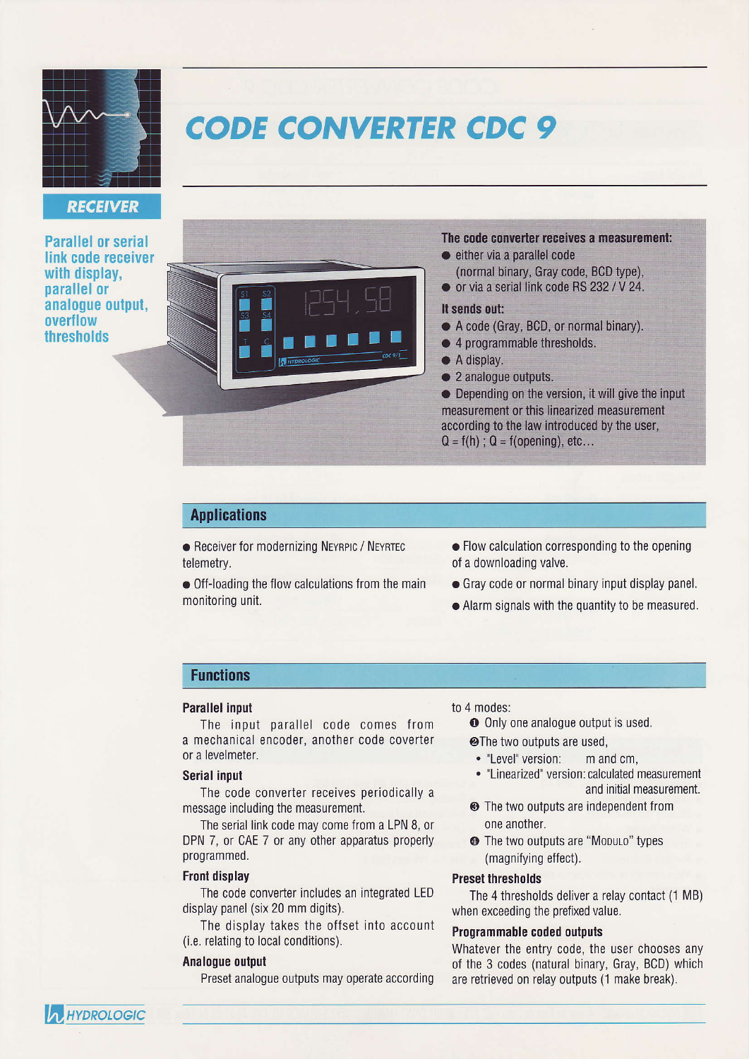# CODE CONVERTER CDC 9

**RECEIVER**

**Parallel or serial link code receiver with display, parallel or analogue output, overflow thresholds**

**The code converter receives a measurement:**

- either via a parallel code (normal binary, Gray code, BCD type),
- or via a serial link code RS 232 / V 24.

**It sends out:**

- A code (Gray, BCD, or normal binary).
- 4 programmable thresholds.
- A display.
- 2 analogue outputs.
- Depending on the version, it will give the input measurement or this linearized measurement according to the law introduced by the user, Q = f(h) ; Q = f(opening), etc...

## Applications

- Receiver for modernizing NEYRPIC / NEYRTEC telemetry.
- Off-loading the flow calculations from the main monitoring unit.
- Flow calculation corresponding to the opening of a downloading valve.
- Gray code or normal binary input display panel.
- Alarm signals with the quantity to be measured.

## Functions

**Parallel input**

The input parallel code comes from a mechanical encoder, another code coverter or a levelmeter.

**Serial input**

The code converter receives periodically a message including the measurement.

The serial link code may come from a LPN 8, or DPN 7, or CAE 7 or any other apparatus properly programmed.

**Front display**

The code converter includes an integrated LED display panel (six 20 mm digits).

The display takes the offset into account (i.e. relating to local conditions).

**Analogue output**

Preset analogue outputs may operate according to 4 modes:

1. Only one analogue output is used.
2. The two outputs are used,
   - "Level" version: m and cm,
   - "Linearized" version: calculated measurement and initial measurement.
3. The two outputs are independent from one another.
4. The two outputs are "MODULO" types (magnifying effect).

**Preset thresholds**

The 4 thresholds deliver a relay contact (1 MB) when exceeding the prefixed value.

**Programmable coded outputs**

Whatever the entry code, the user chooses any of the 3 codes (natural binary, Gray, BCD) which are retrieved on relay outputs (1 make break).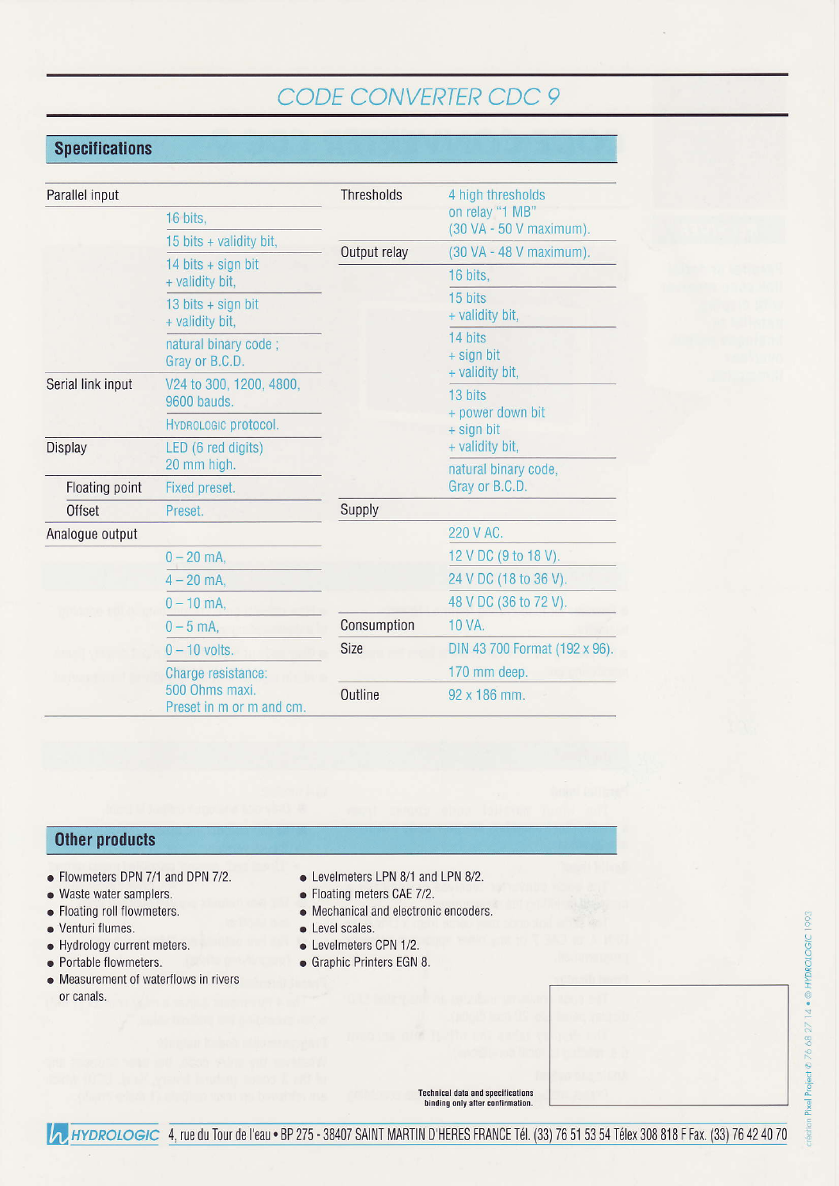# CODE CONVERTER CDC 9

## Specifications

| | |
|---|---|
| Parallel input | |
| | 16 bits, |
| | 15 bits + validity bit, |
| | 14 bits + sign bit + validity bit, |
| | 13 bits + sign bit + validity bit, |
| | natural binary code ; Gray or B.C.D. |
| Serial link input | V24 to 300, 1200, 4800, 9600 bauds. |
| | HYDROLOGIC protocol. |
| Display | LED (6 red digits) 20 mm high. |
| Floating point | Fixed preset. |
| Offset | Preset. |
| Analogue output | |
| | 0 – 20 mA, |
| | 4 – 20 mA, |
| | 0 – 10 mA, |
| | 0 – 5 mA, |
| | 0 – 10 volts. |
| | Charge resistance: 500 Ohms maxi. Preset in m or m and cm. |
| Thresholds | 4 high thresholds on relay "1 MB" (30 VA - 50 V maximum). |
| Output relay | (30 VA - 48 V maximum). |
| | 16 bits, |
| | 15 bits + validity bit, |
| | 14 bits + sign bit + validity bit, |
| | 13 bits + power down bit + sign bit + validity bit, |
| | natural binary code, Gray or B.C.D. |
| Supply | |
| | 220 V AC. |
| | 12 V DC (9 to 18 V). |
| | 24 V DC (18 to 36 V). |
| | 48 V DC (36 to 72 V). |
| Consumption | 10 VA. |
| Size | DIN 43 700 Format (192 x 96). |
| | 170 mm deep. |
| Outline | 92 x 186 mm. |

## Other products

- Flowmeters DPN 7/1 and DPN 7/2.
- Waste water samplers.
- Floating roll flowmeters.
- Venturi flumes.
- Hydrology current meters.
- Portable flowmeters.
- Measurement of waterflows in rivers or canals.
- Levelmeters LPN 8/1 and LPN 8/2.
- Floating meters CAE 7/2.
- Mechanical and electronic encoders.
- Level scales.
- Levelmeters CPN 1/2.
- Graphic Printers EGN 8.

Technical data and specifications binding only after confirmation.

HYDROLOGIC 4, rue du Tour de l'eau • BP 275 - 38407 SAINT MARTIN D'HERES FRANCE Tél. (33) 76 51 53 54 Télex 308 818 F Fax. (33) 76 42 40 70

création Pixel Project ✆ 76 68 27 14 • © HYDROLOGIC 1993